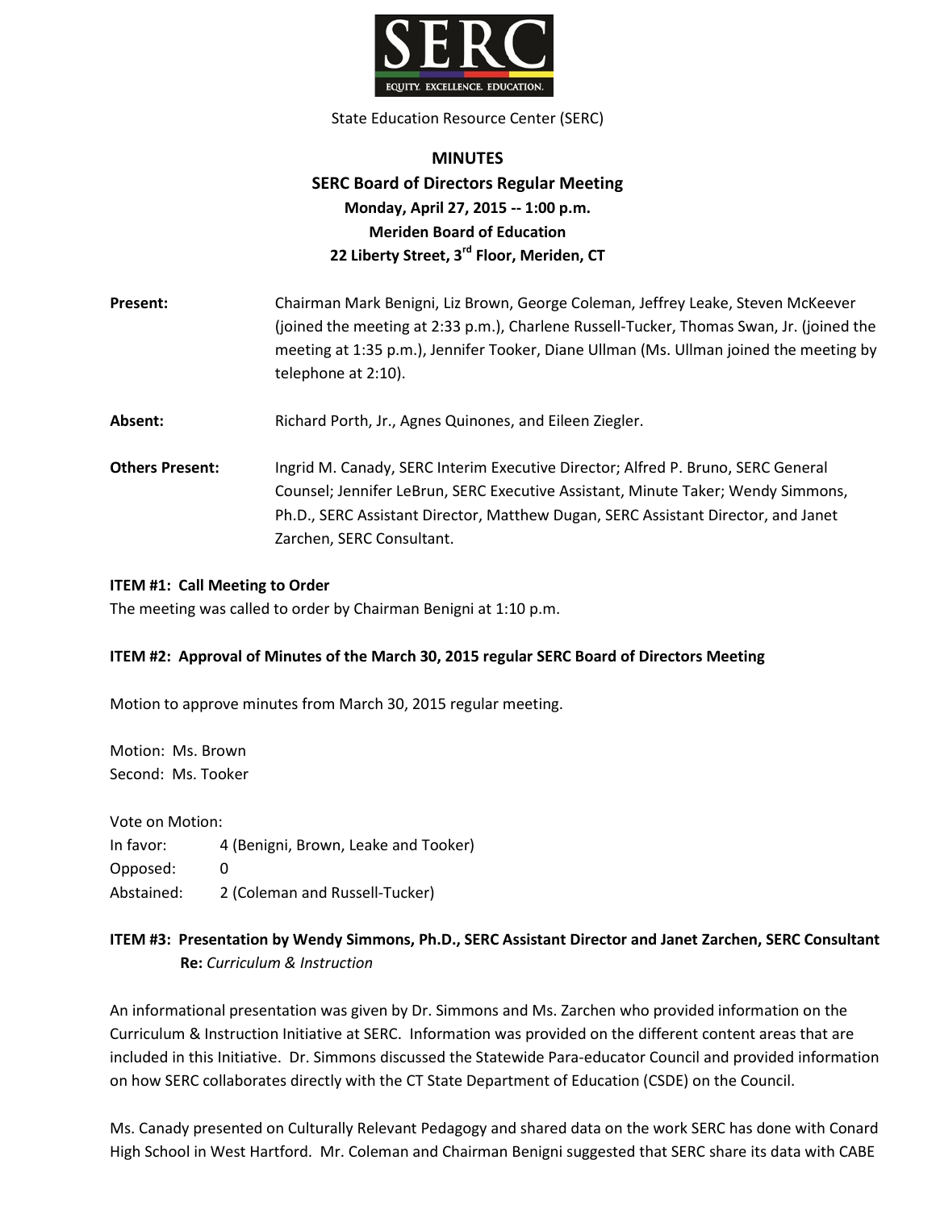SERC

EQUITY. EXCELLENCE. EDUCATION.

State Education Resource Center (SERC)

# MINUTES

## SERC Board of Directors Regular Meeting

**Monday, April 27, 2015 -- 1:00 p.m.**
**Meriden Board of Education**
**22 Liberty Street, 3rd Floor, Meriden, CT**

**Present:** Chairman Mark Benigni, Liz Brown, George Coleman, Jeffrey Leake, Steven McKeever (joined the meeting at 2:33 p.m.), Charlene Russell-Tucker, Thomas Swan, Jr. (joined the meeting at 1:35 p.m.), Jennifer Tooker, Diane Ullman (Ms. Ullman joined the meeting by telephone at 2:10).

**Absent:** Richard Porth, Jr., Agnes Quinones, and Eileen Ziegler.

**Others Present:** Ingrid M. Canady, SERC Interim Executive Director; Alfred P. Bruno, SERC General Counsel; Jennifer LeBrun, SERC Executive Assistant, Minute Taker; Wendy Simmons, Ph.D., SERC Assistant Director, Matthew Dugan, SERC Assistant Director, and Janet Zarchen, SERC Consultant.

**ITEM #1: Call Meeting to Order**

The meeting was called to order by Chairman Benigni at 1:10 p.m.

**ITEM #2: Approval of Minutes of the March 30, 2015 regular SERC Board of Directors Meeting**

Motion to approve minutes from March 30, 2015 regular meeting.

Motion: Ms. Brown
Second: Ms. Tooker

Vote on Motion:
In favor: 4 (Benigni, Brown, Leake and Tooker)
Opposed: 0
Abstained: 2 (Coleman and Russell-Tucker)

**ITEM #3: Presentation by Wendy Simmons, Ph.D., SERC Assistant Director and Janet Zarchen, SERC Consultant**
**Re:** *Curriculum & Instruction*

An informational presentation was given by Dr. Simmons and Ms. Zarchen who provided information on the Curriculum & Instruction Initiative at SERC. Information was provided on the different content areas that are included in this Initiative. Dr. Simmons discussed the Statewide Para-educator Council and provided information on how SERC collaborates directly with the CT State Department of Education (CSDE) on the Council.

Ms. Canady presented on Culturally Relevant Pedagogy and shared data on the work SERC has done with Conard High School in West Hartford. Mr. Coleman and Chairman Benigni suggested that SERC share its data with CABE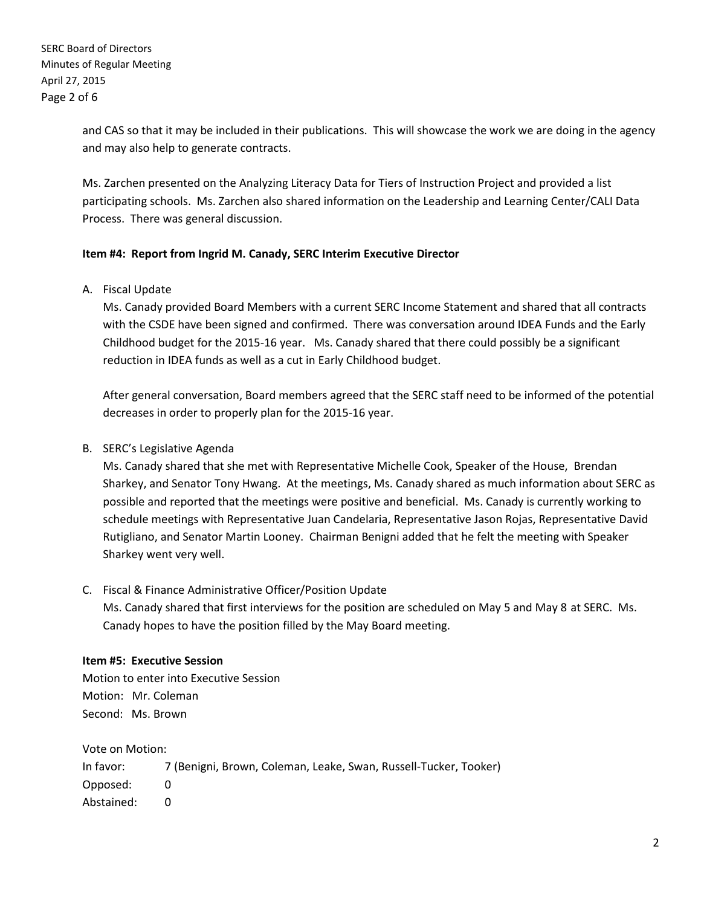and CAS so that it may be included in their publications. This will showcase the work we are doing in the agency and may also help to generate contracts.

Ms. Zarchen presented on the Analyzing Literacy Data for Tiers of Instruction Project and provided a list participating schools. Ms. Zarchen also shared information on the Leadership and Learning Center/CALI Data Process. There was general discussion.

**Item #4: Report from Ingrid M. Canady, SERC Interim Executive Director**

A. Fiscal Update

   Ms. Canady provided Board Members with a current SERC Income Statement and shared that all contracts with the CSDE have been signed and confirmed. There was conversation around IDEA Funds and the Early Childhood budget for the 2015-16 year. Ms. Canady shared that there could possibly be a significant reduction in IDEA funds as well as a cut in Early Childhood budget.

   After general conversation, Board members agreed that the SERC staff need to be informed of the potential decreases in order to properly plan for the 2015-16 year.

B. SERC's Legislative Agenda

   Ms. Canady shared that she met with Representative Michelle Cook, Speaker of the House, Brendan Sharkey, and Senator Tony Hwang. At the meetings, Ms. Canady shared as much information about SERC as possible and reported that the meetings were positive and beneficial. Ms. Canady is currently working to schedule meetings with Representative Juan Candelaria, Representative Jason Rojas, Representative David Rutigliano, and Senator Martin Looney. Chairman Benigni added that he felt the meeting with Speaker Sharkey went very well.

C. Fiscal & Finance Administrative Officer/Position Update

   Ms. Canady shared that first interviews for the position are scheduled on May 5 and May 8 at SERC. Ms. Canady hopes to have the position filled by the May Board meeting.

**Item #5: Executive Session**

Motion to enter into Executive Session
Motion: Mr. Coleman
Second: Ms. Brown

Vote on Motion:
In favor: 7 (Benigni, Brown, Coleman, Leake, Swan, Russell-Tucker, Tooker)
Opposed: 0
Abstained: 0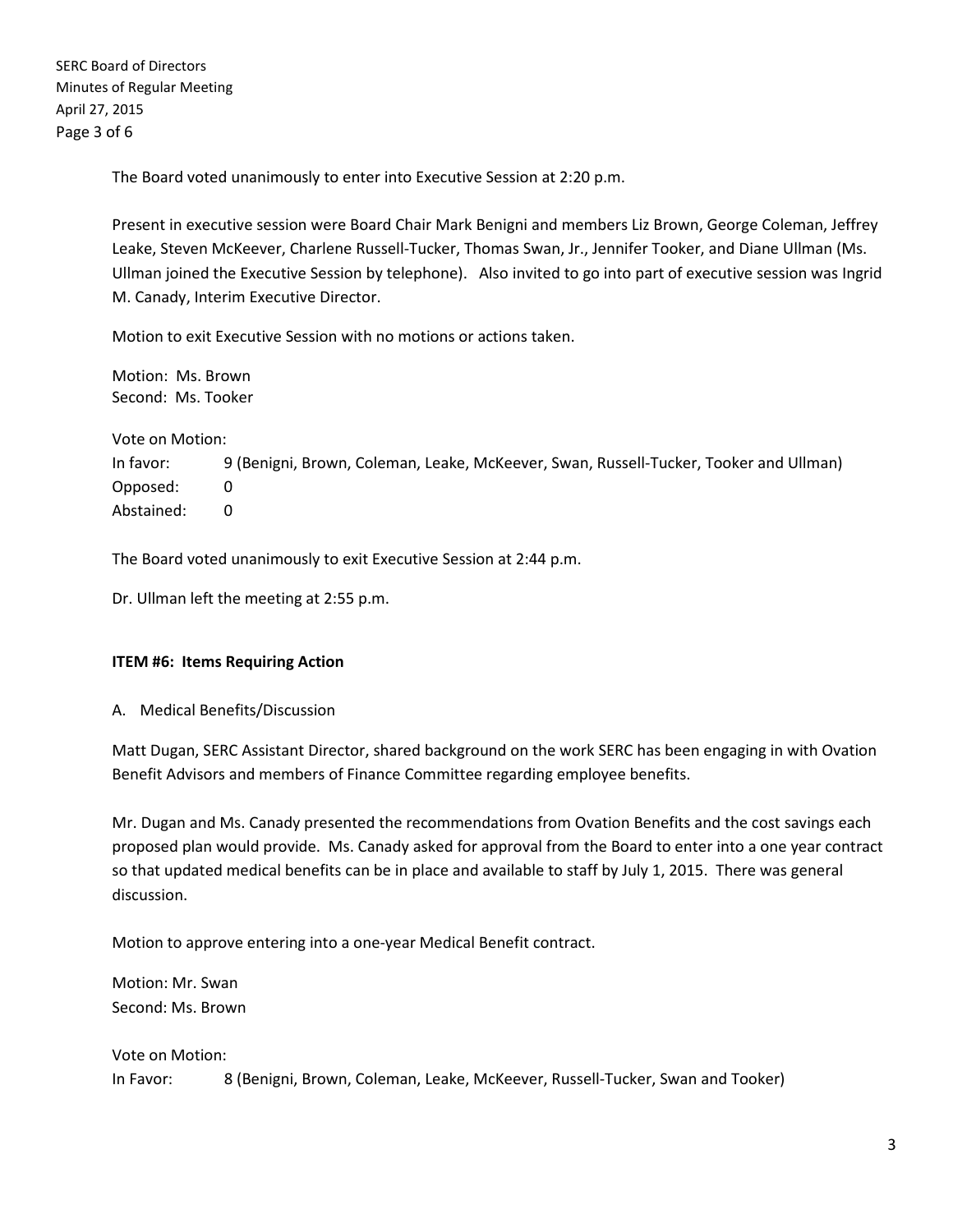The Board voted unanimously to enter into Executive Session at 2:20 p.m.

Present in executive session were Board Chair Mark Benigni and members Liz Brown, George Coleman, Jeffrey Leake, Steven McKeever, Charlene Russell-Tucker, Thomas Swan, Jr., Jennifer Tooker, and Diane Ullman (Ms. Ullman joined the Executive Session by telephone). Also invited to go into part of executive session was Ingrid M. Canady, Interim Executive Director.

Motion to exit Executive Session with no motions or actions taken.

Motion: Ms. Brown
Second: Ms. Tooker

Vote on Motion:

| | |
|---|---|
| In favor: | 9 (Benigni, Brown, Coleman, Leake, McKeever, Swan, Russell-Tucker, Tooker and Ullman) |
| Opposed: | 0 |
| Abstained: | 0 |

The Board voted unanimously to exit Executive Session at 2:44 p.m.

Dr. Ullman left the meeting at 2:55 p.m.

**ITEM #6: Items Requiring Action**

A. Medical Benefits/Discussion

Matt Dugan, SERC Assistant Director, shared background on the work SERC has been engaging in with Ovation Benefit Advisors and members of Finance Committee regarding employee benefits.

Mr. Dugan and Ms. Canady presented the recommendations from Ovation Benefits and the cost savings each proposed plan would provide. Ms. Canady asked for approval from the Board to enter into a one year contract so that updated medical benefits can be in place and available to staff by July 1, 2015. There was general discussion.

Motion to approve entering into a one-year Medical Benefit contract.

Motion: Mr. Swan
Second: Ms. Brown

Vote on Motion:

| | |
|---|---|
| In Favor: | 8 (Benigni, Brown, Coleman, Leake, McKeever, Russell-Tucker, Swan and Tooker) |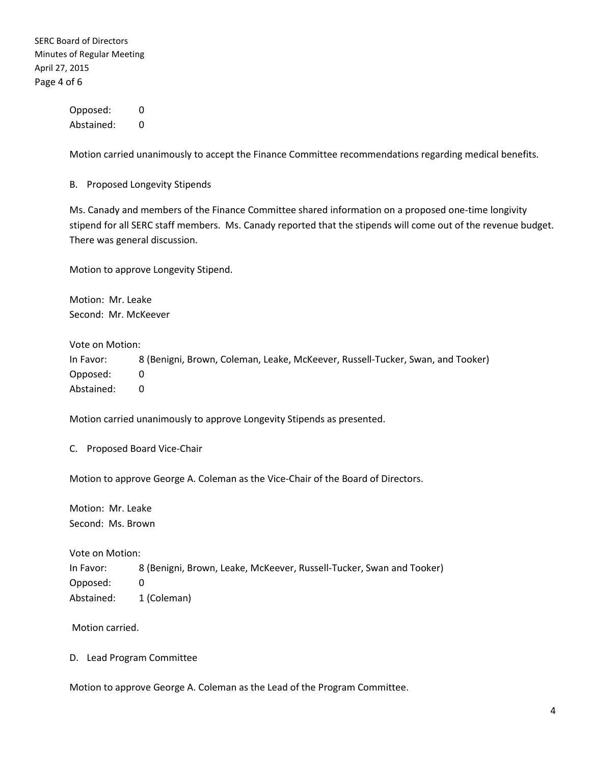Opposed: 0
Abstained: 0

Motion carried unanimously to accept the Finance Committee recommendations regarding medical benefits.

B. Proposed Longevity Stipends

Ms. Canady and members of the Finance Committee shared information on a proposed one-time longivity stipend for all SERC staff members. Ms. Canady reported that the stipends will come out of the revenue budget. There was general discussion.

Motion to approve Longevity Stipend.

Motion: Mr. Leake
Second: Mr. McKeever

Vote on Motion:
In Favor: 8 (Benigni, Brown, Coleman, Leake, McKeever, Russell-Tucker, Swan, and Tooker)
Opposed: 0
Abstained: 0

Motion carried unanimously to approve Longevity Stipends as presented.

C. Proposed Board Vice-Chair

Motion to approve George A. Coleman as the Vice-Chair of the Board of Directors.

Motion: Mr. Leake
Second: Ms. Brown

Vote on Motion:
In Favor: 8 (Benigni, Brown, Leake, McKeever, Russell-Tucker, Swan and Tooker)
Opposed: 0
Abstained: 1 (Coleman)

Motion carried.

D. Lead Program Committee

Motion to approve George A. Coleman as the Lead of the Program Committee.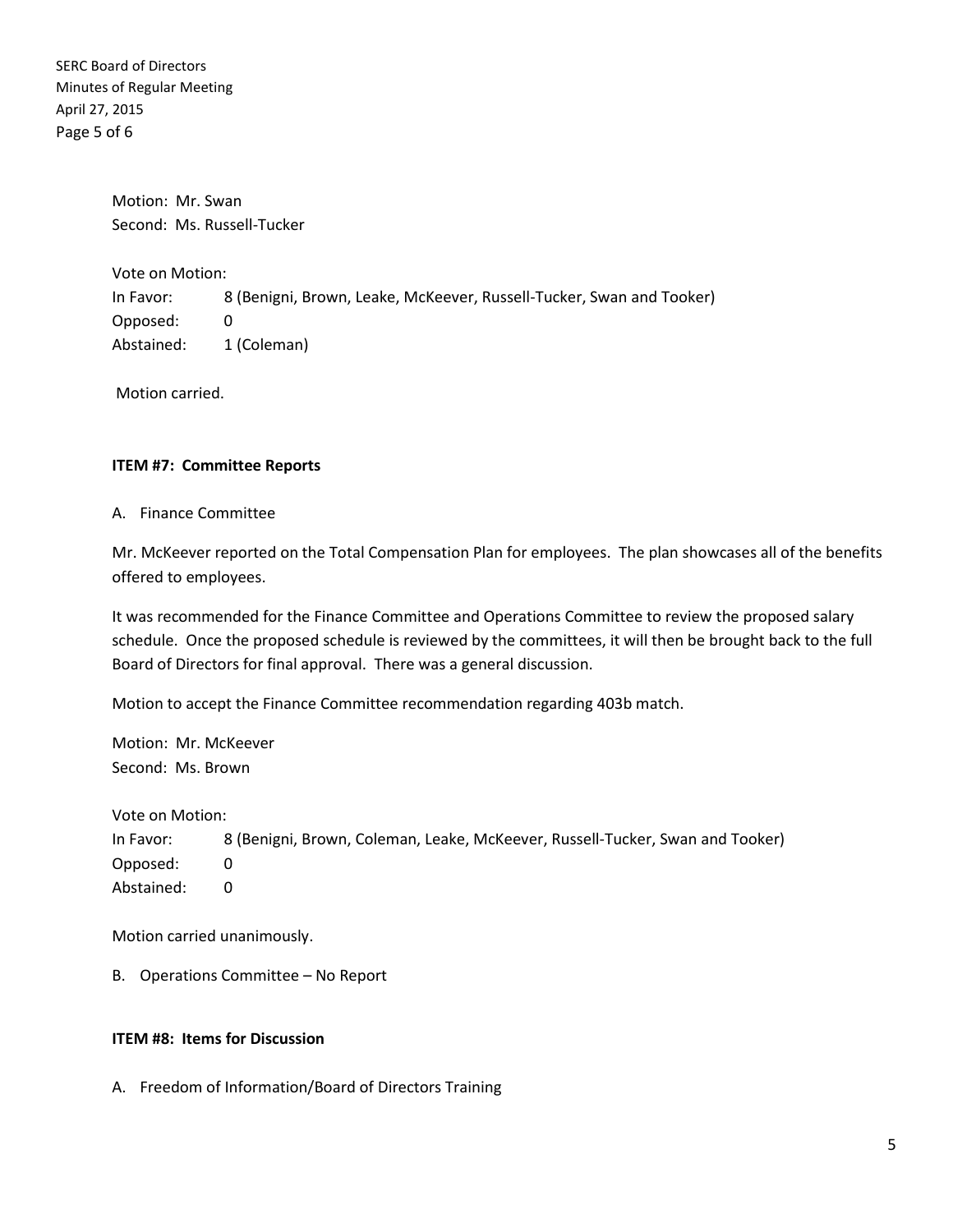Motion: Mr. Swan
Second: Ms. Russell-Tucker

Vote on Motion:
In Favor: 8 (Benigni, Brown, Leake, McKeever, Russell-Tucker, Swan and Tooker)
Opposed: 0
Abstained: 1 (Coleman)

Motion carried.

**ITEM #7: Committee Reports**

A. Finance Committee

Mr. McKeever reported on the Total Compensation Plan for employees. The plan showcases all of the benefits offered to employees.

It was recommended for the Finance Committee and Operations Committee to review the proposed salary schedule. Once the proposed schedule is reviewed by the committees, it will then be brought back to the full Board of Directors for final approval. There was a general discussion.

Motion to accept the Finance Committee recommendation regarding 403b match.

Motion: Mr. McKeever
Second: Ms. Brown

Vote on Motion:
In Favor: 8 (Benigni, Brown, Coleman, Leake, McKeever, Russell-Tucker, Swan and Tooker)
Opposed: 0
Abstained: 0

Motion carried unanimously.

B. Operations Committee – No Report

**ITEM #8: Items for Discussion**

A. Freedom of Information/Board of Directors Training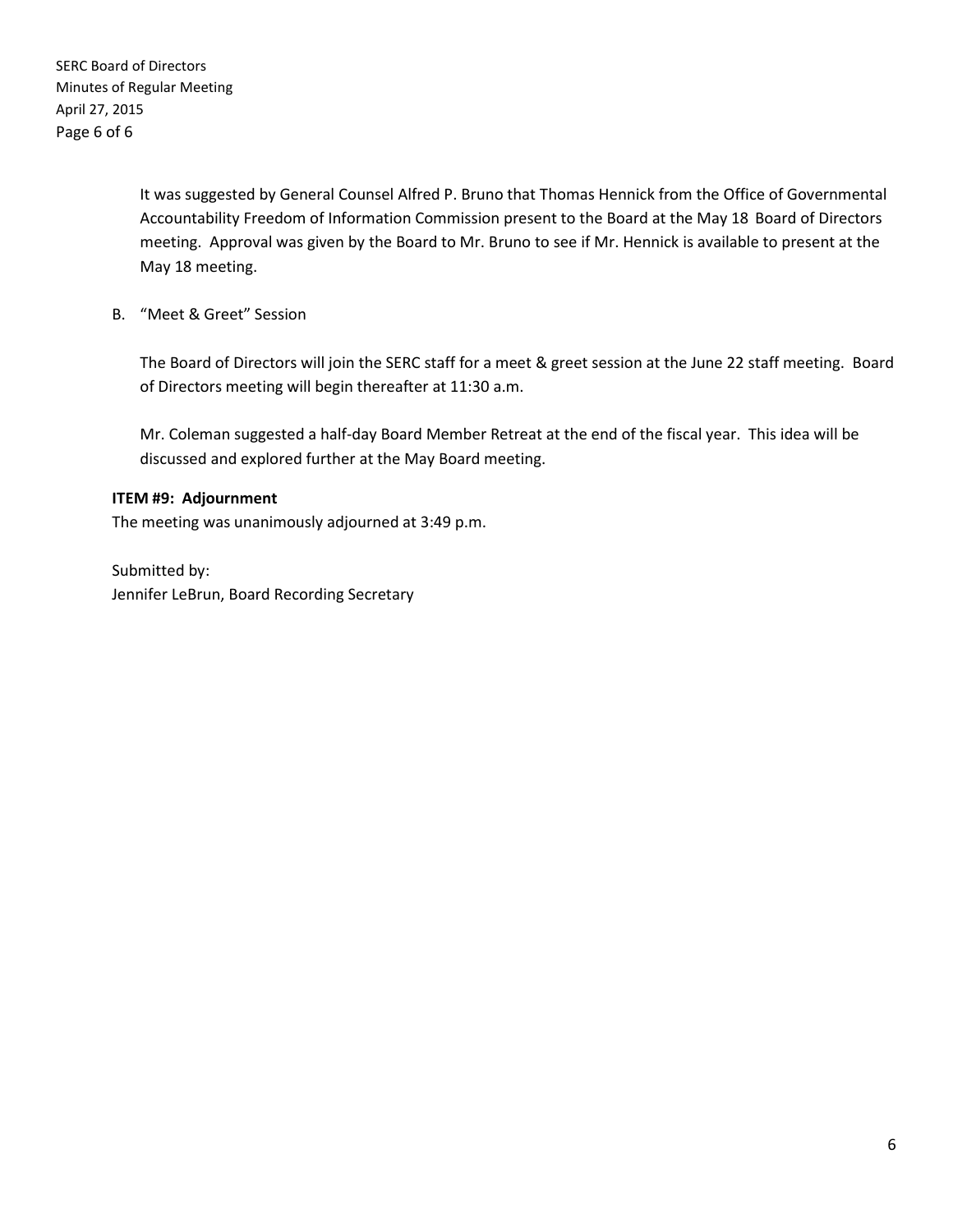It was suggested by General Counsel Alfred P. Bruno that Thomas Hennick from the Office of Governmental Accountability Freedom of Information Commission present to the Board at the May 18 Board of Directors meeting. Approval was given by the Board to Mr. Bruno to see if Mr. Hennick is available to present at the May 18 meeting.

B. "Meet & Greet" Session

The Board of Directors will join the SERC staff for a meet & greet session at the June 22 staff meeting. Board of Directors meeting will begin thereafter at 11:30 a.m.

Mr. Coleman suggested a half-day Board Member Retreat at the end of the fiscal year. This idea will be discussed and explored further at the May Board meeting.

**ITEM #9: Adjournment**

The meeting was unanimously adjourned at 3:49 p.m.

Submitted by:
Jennifer LeBrun, Board Recording Secretary